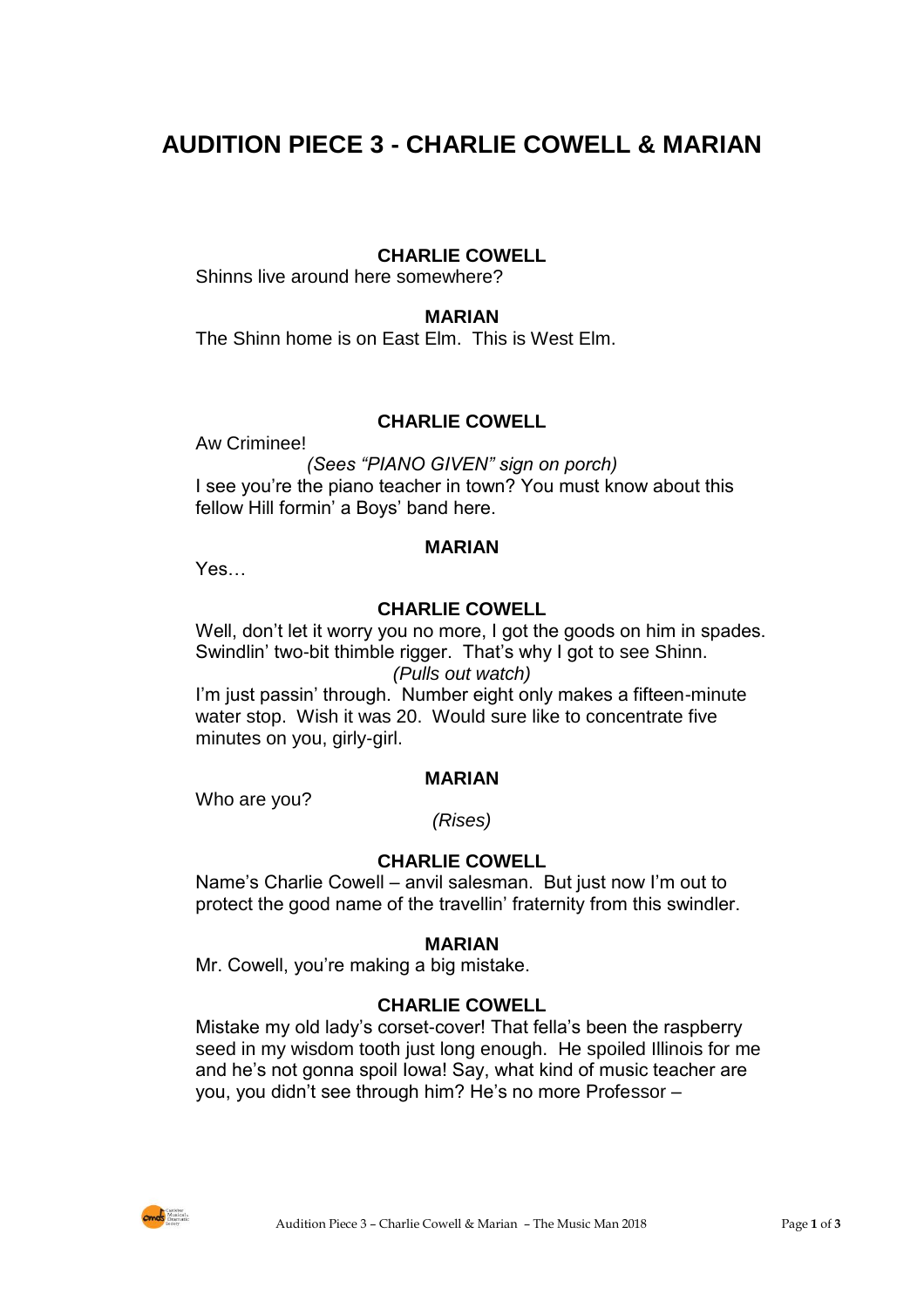# AUDITION PIECE 3 - CHARLIE COWELL & MARIAN

**CHARLIE COWELL**

Shinns live around here somewhere?

**MARIAN**

The Shinn home is on East Elm. This is West Elm.

**CHARLIE COWELL**

Aw Criminee!

*(Sees "PIANO GIVEN" sign on porch)*

I see you're the piano teacher in town? You must know about this fellow Hill formin' a Boys' band here.

**MARIAN**

Yes…

**CHARLIE COWELL**

Well, don't let it worry you no more, I got the goods on him in spades. Swindlin' two-bit thimble rigger. That's why I got to see Shinn.

*(Pulls out watch)*

I'm just passin' through. Number eight only makes a fifteen-minute water stop. Wish it was 20. Would sure like to concentrate five minutes on you, girly-girl.

**MARIAN**

Who are you?

*(Rises)*

**CHARLIE COWELL**

Name's Charlie Cowell – anvil salesman. But just now I'm out to protect the good name of the travellin' fraternity from this swindler.

**MARIAN**

Mr. Cowell, you're making a big mistake.

**CHARLIE COWELL**

Mistake my old lady's corset-cover! That fella's been the raspberry seed in my wisdom tooth just long enough. He spoiled Illinois for me and he's not gonna spoil Iowa! Say, what kind of music teacher are you, you didn't see through him? He's no more Professor –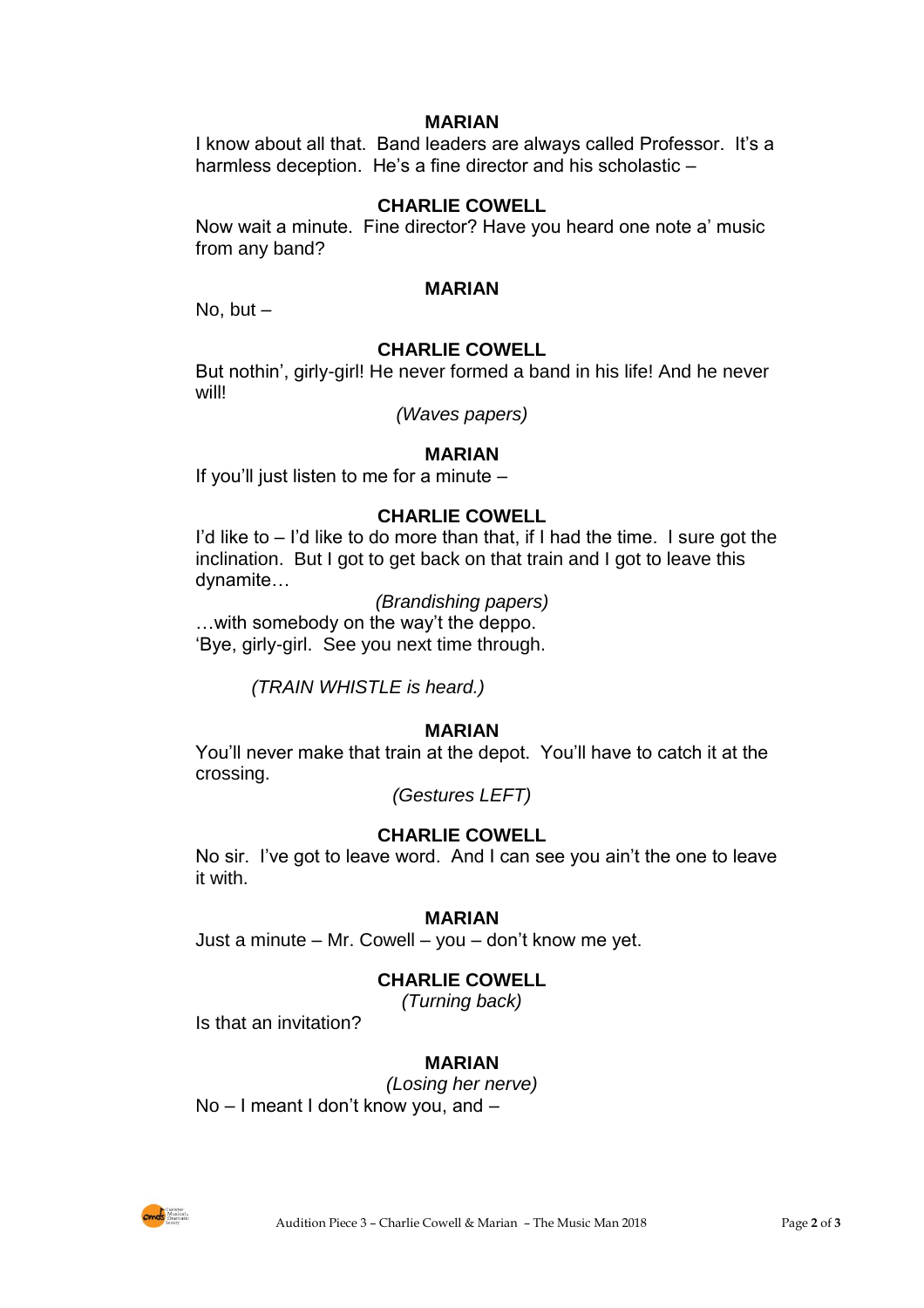**MARIAN**

I know about all that. Band leaders are always called Professor. It's a harmless deception. He's a fine director and his scholastic –

**CHARLIE COWELL**

Now wait a minute. Fine director? Have you heard one note a' music from any band?

**MARIAN**

No, but –

**CHARLIE COWELL**

But nothin', girly-girl! He never formed a band in his life! And he never will!

*(Waves papers)*

**MARIAN**

If you'll just listen to me for a minute –

**CHARLIE COWELL**

I'd like to – I'd like to do more than that, if I had the time. I sure got the inclination. But I got to get back on that train and I got to leave this dynamite…

*(Brandishing papers)*

…with somebody on the way't the deppo.
'Bye, girly-girl. See you next time through.

*(TRAIN WHISTLE is heard.)*

**MARIAN**

You'll never make that train at the depot. You'll have to catch it at the crossing.

*(Gestures LEFT)*

**CHARLIE COWELL**

No sir. I've got to leave word. And I can see you ain't the one to leave it with.

**MARIAN**

Just a minute – Mr. Cowell – you – don't know me yet.

**CHARLIE COWELL**

*(Turning back)*

Is that an invitation?

**MARIAN**

*(Losing her nerve)*

No – I meant I don't know you, and –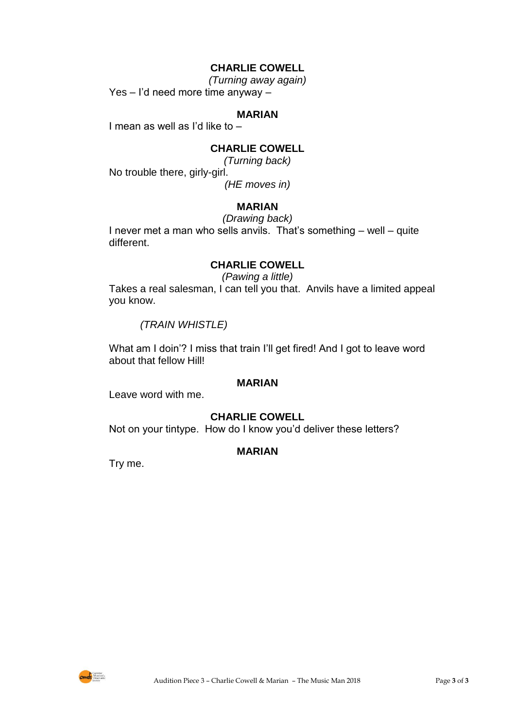**CHARLIE COWELL**

*(Turning away again)*

Yes – I'd need more time anyway –

**MARIAN**

I mean as well as I'd like to –

**CHARLIE COWELL**

*(Turning back)*

No trouble there, girly-girl.

*(HE moves in)*

**MARIAN**

*(Drawing back)*

I never met a man who sells anvils. That's something – well – quite different.

**CHARLIE COWELL**

*(Pawing a little)*

Takes a real salesman, I can tell you that. Anvils have a limited appeal you know.

*(TRAIN WHISTLE)*

What am I doin'? I miss that train I'll get fired! And I got to leave word about that fellow Hill!

**MARIAN**

Leave word with me.

**CHARLIE COWELL**

Not on your tintype. How do I know you'd deliver these letters?

**MARIAN**

Try me.